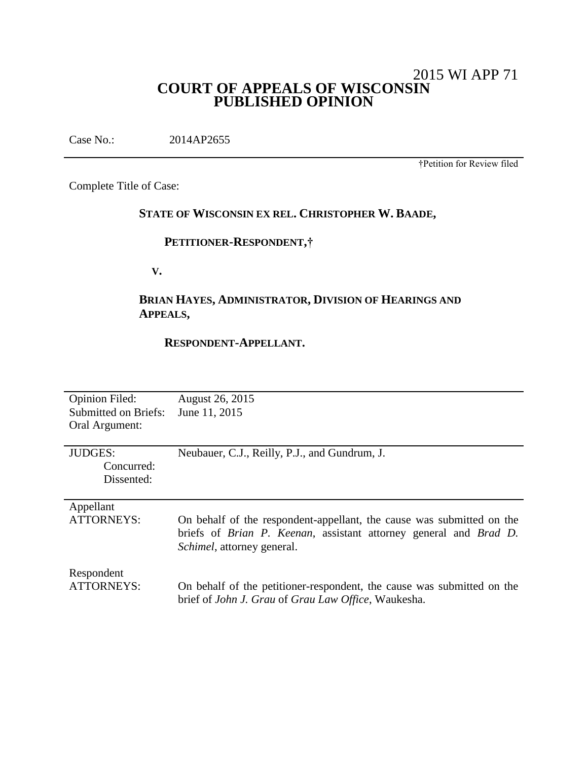2015 WI APP 71

# COURT OF APPEALS OF WISCONSIN
# PUBLISHED OPINION

Case No.: 2014AP2655

†Petition for Review filed

Complete Title of Case:

**STATE OF WISCONSIN EX REL. CHRISTOPHER W. BAADE,**

**PETITIONER-RESPONDENT,†**

**V.**

**BRIAN HAYES, ADMINISTRATOR, DIVISION OF HEARINGS AND APPEALS,**

**RESPONDENT-APPELLANT.**

| | |
|---|---|
| Opinion Filed: | August 26, 2015 |
| Submitted on Briefs: | June 11, 2015 |
| Oral Argument: | |

| | |
|---|---|
| JUDGES: | Neubauer, C.J., Reilly, P.J., and Gundrum, J. |
| Concurred: | |
| Dissented: | |

| | |
|---|---|
| Appellant ATTORNEYS: | On behalf of the respondent-appellant, the cause was submitted on the briefs of *Brian P. Keenan*, assistant attorney general and *Brad D. Schimel*, attorney general. |
| Respondent ATTORNEYS: | On behalf of the petitioner-respondent, the cause was submitted on the brief of *John J. Grau* of *Grau Law Office*, Waukesha. |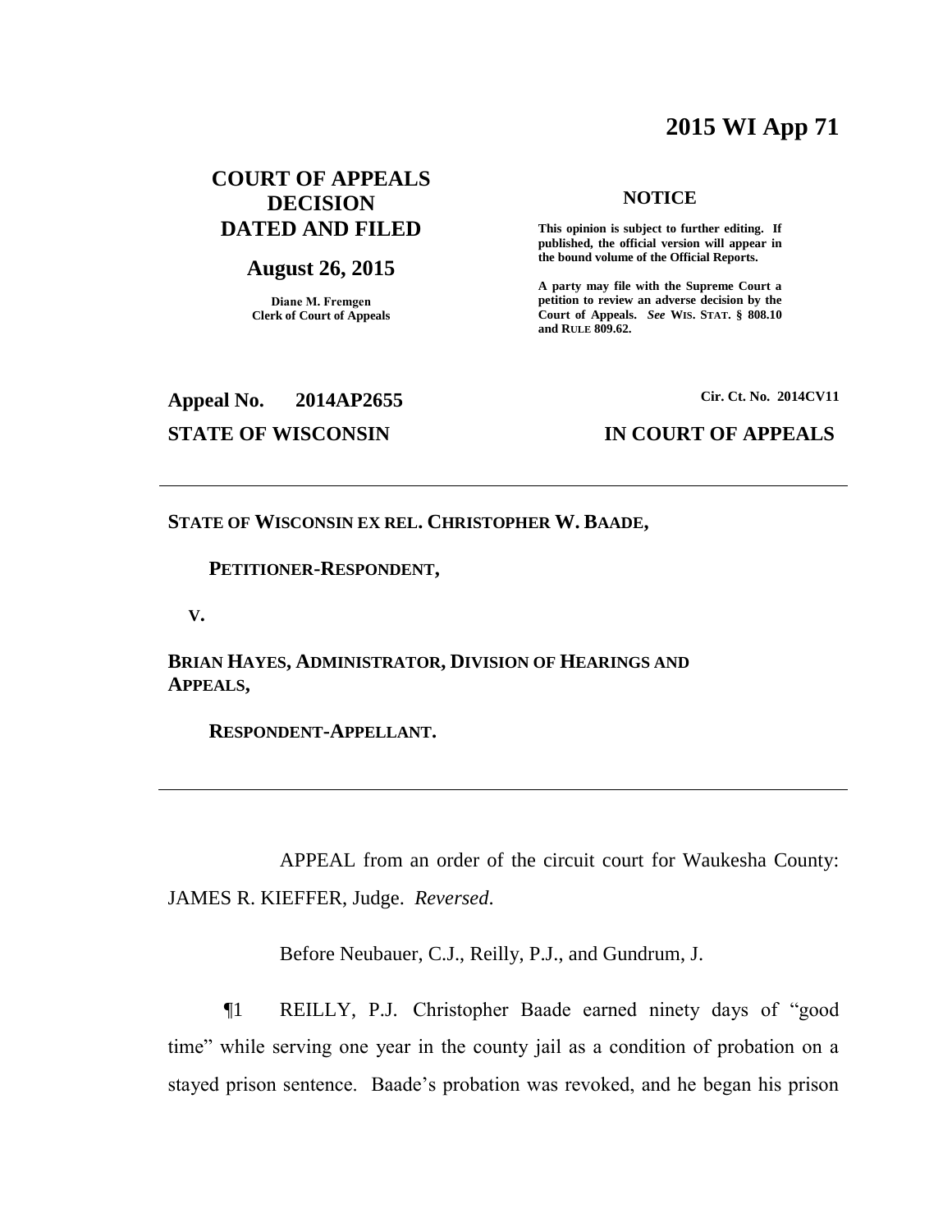# 2015 WI App 71

## COURT OF APPEALS DECISION DATED AND FILED

**August 26, 2015**

**Diane M. Fremgen**
**Clerk of Court of Appeals**

**NOTICE**

**This opinion is subject to further editing. If published, the official version will appear in the bound volume of the Official Reports.**

**A party may file with the Supreme Court a petition to review an adverse decision by the Court of Appeals.** ***See*** **WIS. STAT. § 808.10 and RULE 809.62.**

**Appeal No. 2014AP2655** | **Cir. Ct. No. 2014CV11**

**STATE OF WISCONSIN** | **IN COURT OF APPEALS**

---

**STATE OF WISCONSIN EX REL. CHRISTOPHER W. BAADE,**

**PETITIONER-RESPONDENT,**

**V.**

**BRIAN HAYES, ADMINISTRATOR, DIVISION OF HEARINGS AND APPEALS,**

**RESPONDENT-APPELLANT.**

---

APPEAL from an order of the circuit court for Waukesha County: JAMES R. KIEFFER, Judge. *Reversed.*

Before Neubauer, C.J., Reilly, P.J., and Gundrum, J.

¶1 REILLY, P.J. Christopher Baade earned ninety days of "good time" while serving one year in the county jail as a condition of probation on a stayed prison sentence. Baade's probation was revoked, and he began his prison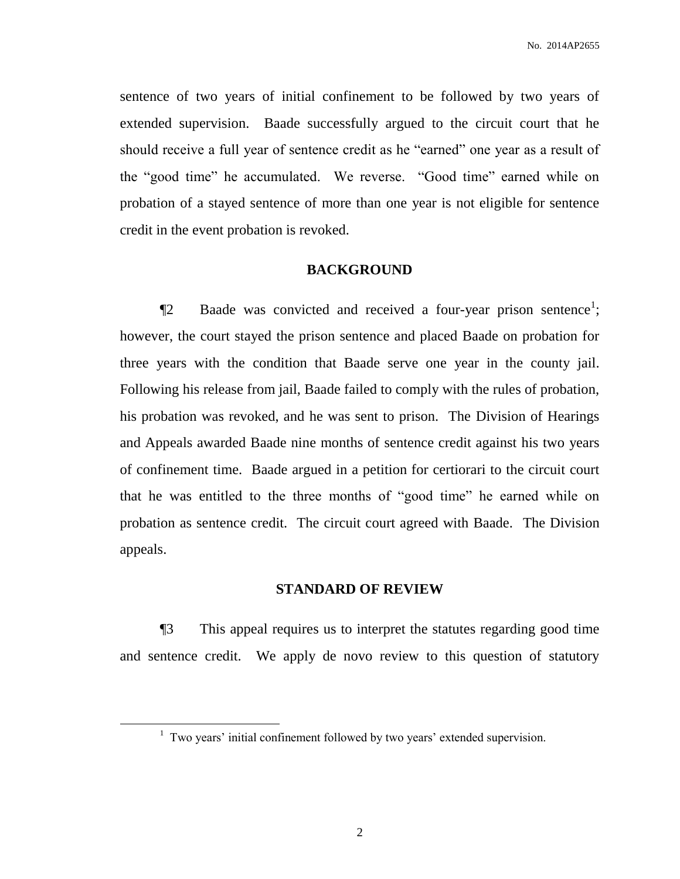sentence of two years of initial confinement to be followed by two years of extended supervision. Baade successfully argued to the circuit court that he should receive a full year of sentence credit as he "earned" one year as a result of the "good time" he accumulated. We reverse. "Good time" earned while on probation of a stayed sentence of more than one year is not eligible for sentence credit in the event probation is revoked.

## BACKGROUND

¶2 Baade was convicted and received a four-year prison sentence[1]; however, the court stayed the prison sentence and placed Baade on probation for three years with the condition that Baade serve one year in the county jail. Following his release from jail, Baade failed to comply with the rules of probation, his probation was revoked, and he was sent to prison. The Division of Hearings and Appeals awarded Baade nine months of sentence credit against his two years of confinement time. Baade argued in a petition for certiorari to the circuit court that he was entitled to the three months of "good time" he earned while on probation as sentence credit. The circuit court agreed with Baade. The Division appeals.

## STANDARD OF REVIEW

¶3 This appeal requires us to interpret the statutes regarding good time and sentence credit. We apply de novo review to this question of statutory

[1] Two years' initial confinement followed by two years' extended supervision.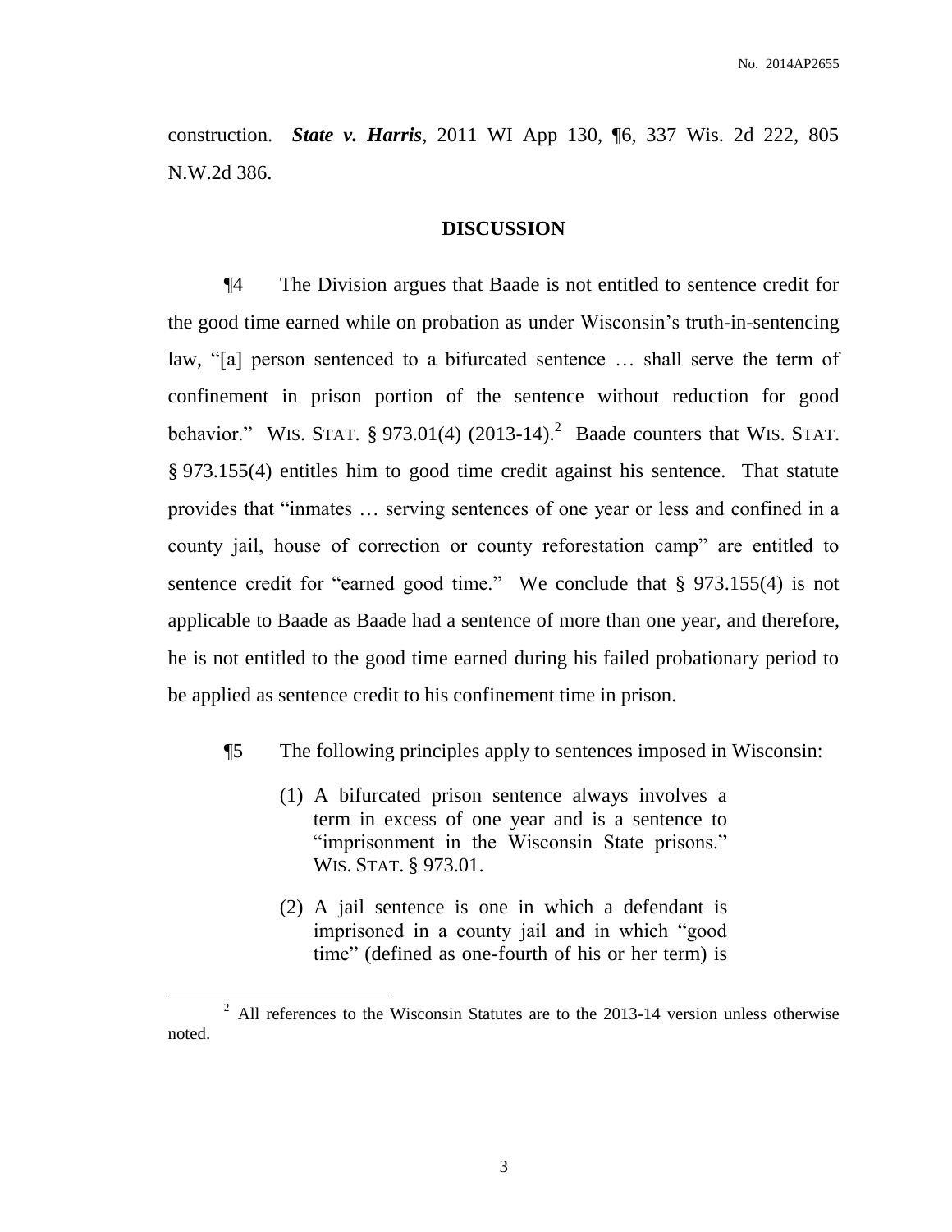construction. ***State v. Harris***, 2011 WI App 130, ¶6, 337 Wis. 2d 222, 805 N.W.2d 386.

## DISCUSSION

¶4 The Division argues that Baade is not entitled to sentence credit for the good time earned while on probation as under Wisconsin's truth-in-sentencing law, "[a] person sentenced to a bifurcated sentence … shall serve the term of confinement in prison portion of the sentence without reduction for good behavior." WIS. STAT. § 973.01(4) (2013-14).[2] Baade counters that WIS. STAT. § 973.155(4) entitles him to good time credit against his sentence. That statute provides that "inmates … serving sentences of one year or less and confined in a county jail, house of correction or county reforestation camp" are entitled to sentence credit for "earned good time." We conclude that § 973.155(4) is not applicable to Baade as Baade had a sentence of more than one year, and therefore, he is not entitled to the good time earned during his failed probationary period to be applied as sentence credit to his confinement time in prison.

¶5 The following principles apply to sentences imposed in Wisconsin:

> (1) A bifurcated prison sentence always involves a term in excess of one year and is a sentence to "imprisonment in the Wisconsin State prisons." WIS. STAT. § 973.01.
>
> (2) A jail sentence is one in which a defendant is imprisoned in a county jail and in which "good time" (defined as one-fourth of his or her term) is

[2] All references to the Wisconsin Statutes are to the 2013-14 version unless otherwise noted.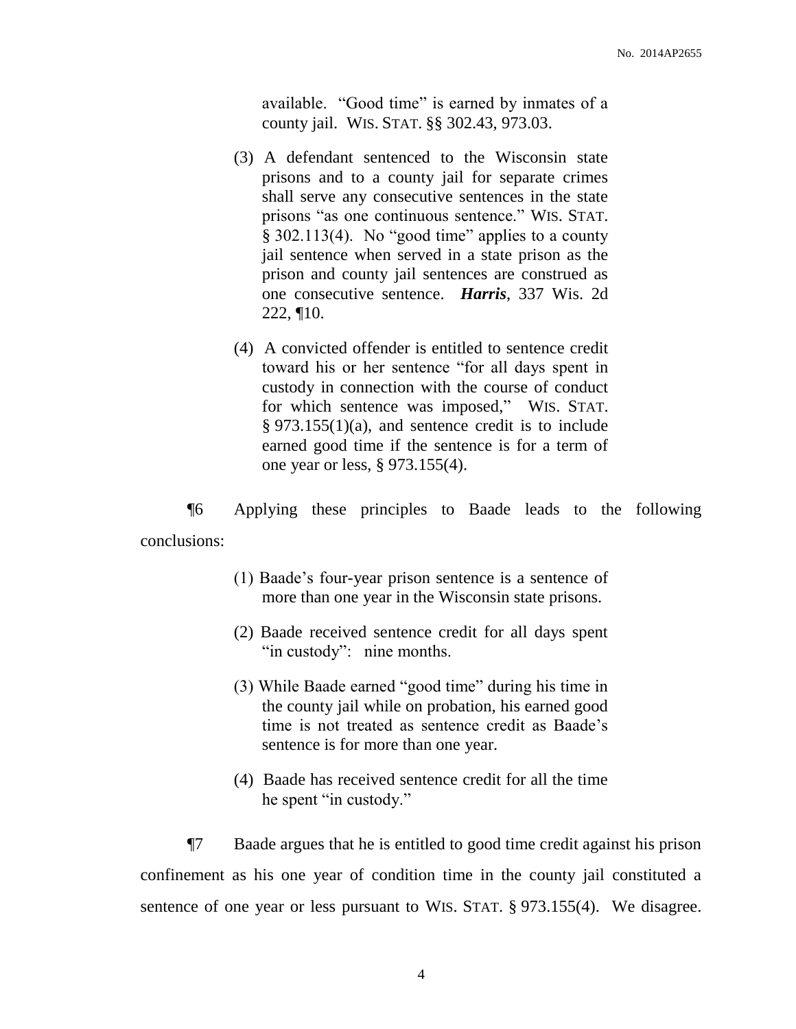available. "Good time" is earned by inmates of a county jail. WIS. STAT. §§ 302.43, 973.03.

(3) A defendant sentenced to the Wisconsin state prisons and to a county jail for separate crimes shall serve any consecutive sentences in the state prisons "as one continuous sentence." WIS. STAT. § 302.113(4). No "good time" applies to a county jail sentence when served in a state prison as the prison and county jail sentences are construed as one consecutive sentence. ***Harris***, 337 Wis. 2d 222, ¶10.

(4) A convicted offender is entitled to sentence credit toward his or her sentence "for all days spent in custody in connection with the course of conduct for which sentence was imposed," WIS. STAT. § 973.155(1)(a), and sentence credit is to include earned good time if the sentence is for a term of one year or less, § 973.155(4).

¶6 Applying these principles to Baade leads to the following conclusions:

(1) Baade's four-year prison sentence is a sentence of more than one year in the Wisconsin state prisons.

(2) Baade received sentence credit for all days spent "in custody": nine months.

(3) While Baade earned "good time" during his time in the county jail while on probation, his earned good time is not treated as sentence credit as Baade's sentence is for more than one year.

(4) Baade has received sentence credit for all the time he spent "in custody."

¶7 Baade argues that he is entitled to good time credit against his prison confinement as his one year of condition time in the county jail constituted a sentence of one year or less pursuant to WIS. STAT. § 973.155(4). We disagree.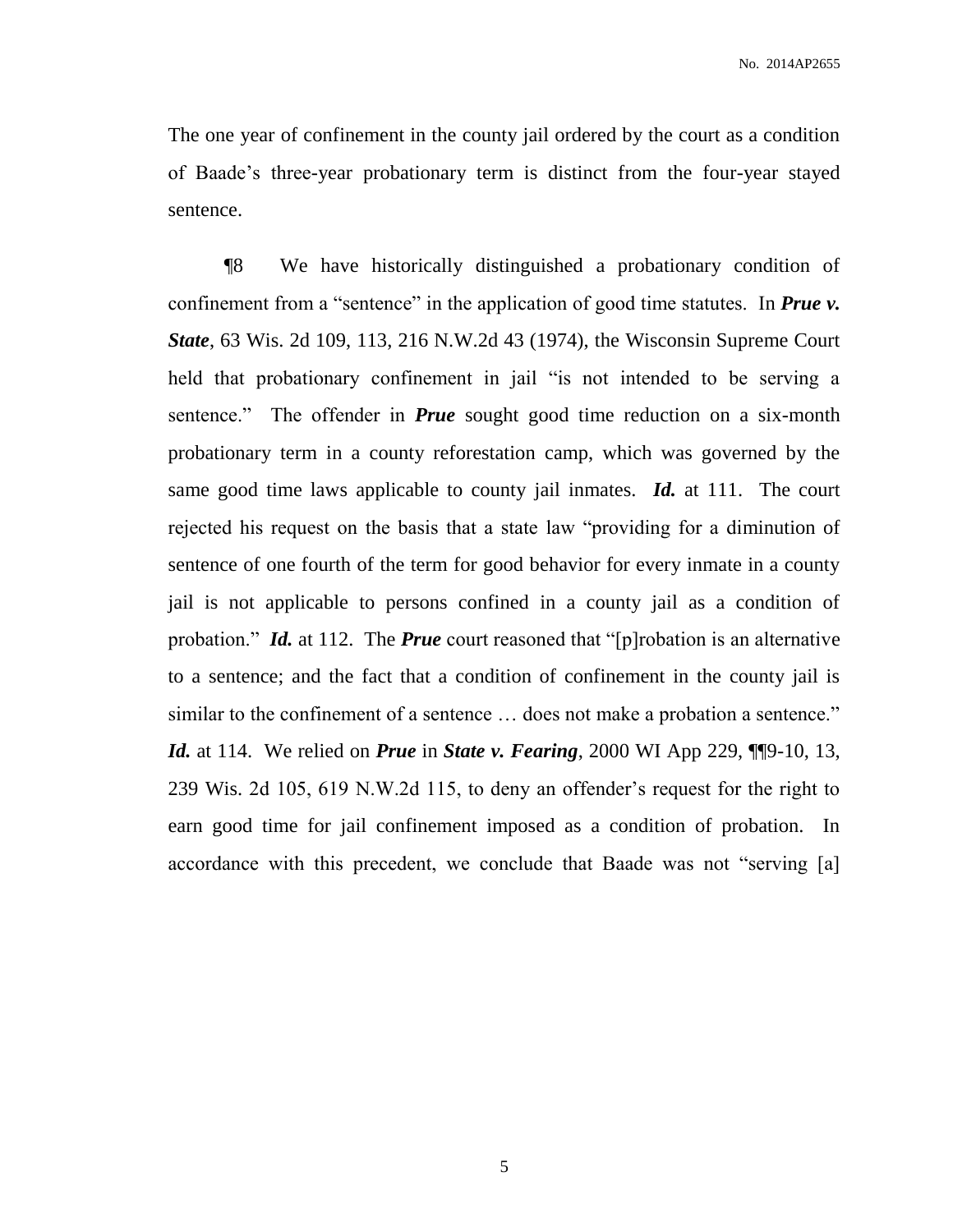The one year of confinement in the county jail ordered by the court as a condition of Baade's three-year probationary term is distinct from the four-year stayed sentence.

¶8 We have historically distinguished a probationary condition of confinement from a "sentence" in the application of good time statutes. In ***Prue v. State***, 63 Wis. 2d 109, 113, 216 N.W.2d 43 (1974), the Wisconsin Supreme Court held that probationary confinement in jail "is not intended to be serving a sentence." The offender in ***Prue*** sought good time reduction on a six-month probationary term in a county reforestation camp, which was governed by the same good time laws applicable to county jail inmates. ***Id.*** at 111. The court rejected his request on the basis that a state law "providing for a diminution of sentence of one fourth of the term for good behavior for every inmate in a county jail is not applicable to persons confined in a county jail as a condition of probation." ***Id.*** at 112. The ***Prue*** court reasoned that "[p]robation is an alternative to a sentence; and the fact that a condition of confinement in the county jail is similar to the confinement of a sentence … does not make a probation a sentence." ***Id.*** at 114. We relied on ***Prue*** in ***State v. Fearing***, 2000 WI App 229, ¶¶9-10, 13, 239 Wis. 2d 105, 619 N.W.2d 115, to deny an offender's request for the right to earn good time for jail confinement imposed as a condition of probation. In accordance with this precedent, we conclude that Baade was not "serving [a]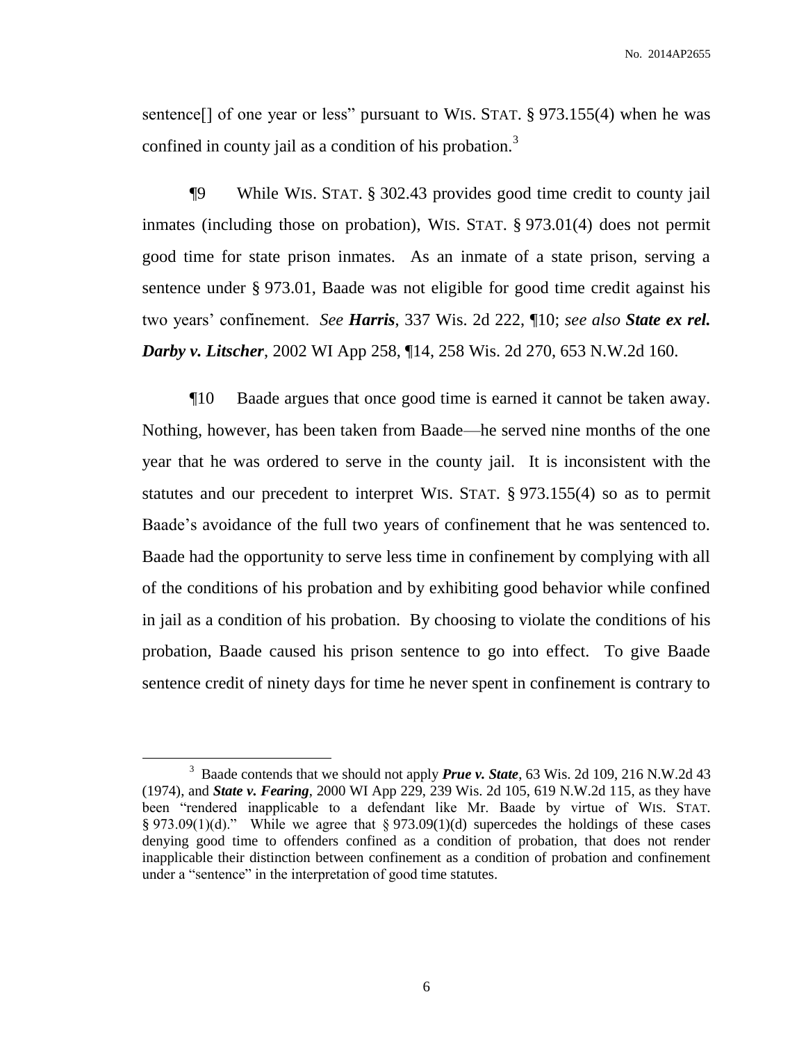sentence[] of one year or less" pursuant to WIS. STAT. § 973.155(4) when he was confined in county jail as a condition of his probation.[3]

¶9 While WIS. STAT. § 302.43 provides good time credit to county jail inmates (including those on probation), WIS. STAT. § 973.01(4) does not permit good time for state prison inmates. As an inmate of a state prison, serving a sentence under § 973.01, Baade was not eligible for good time credit against his two years' confinement. *See* ***Harris***, 337 Wis. 2d 222, ¶10; *see also* ***State ex rel. Darby v. Litscher***, 2002 WI App 258, ¶14, 258 Wis. 2d 270, 653 N.W.2d 160.

¶10 Baade argues that once good time is earned it cannot be taken away. Nothing, however, has been taken from Baade—he served nine months of the one year that he was ordered to serve in the county jail. It is inconsistent with the statutes and our precedent to interpret WIS. STAT. § 973.155(4) so as to permit Baade's avoidance of the full two years of confinement that he was sentenced to. Baade had the opportunity to serve less time in confinement by complying with all of the conditions of his probation and by exhibiting good behavior while confined in jail as a condition of his probation. By choosing to violate the conditions of his probation, Baade caused his prison sentence to go into effect. To give Baade sentence credit of ninety days for time he never spent in confinement is contrary to

---

[3] Baade contends that we should not apply ***Prue v. State***, 63 Wis. 2d 109, 216 N.W.2d 43 (1974), and ***State v. Fearing***, 2000 WI App 229, 239 Wis. 2d 105, 619 N.W.2d 115, as they have been "rendered inapplicable to a defendant like Mr. Baade by virtue of WIS. STAT. § 973.09(1)(d)." While we agree that § 973.09(1)(d) supercedes the holdings of these cases denying good time to offenders confined as a condition of probation, that does not render inapplicable their distinction between confinement as a condition of probation and confinement under a "sentence" in the interpretation of good time statutes.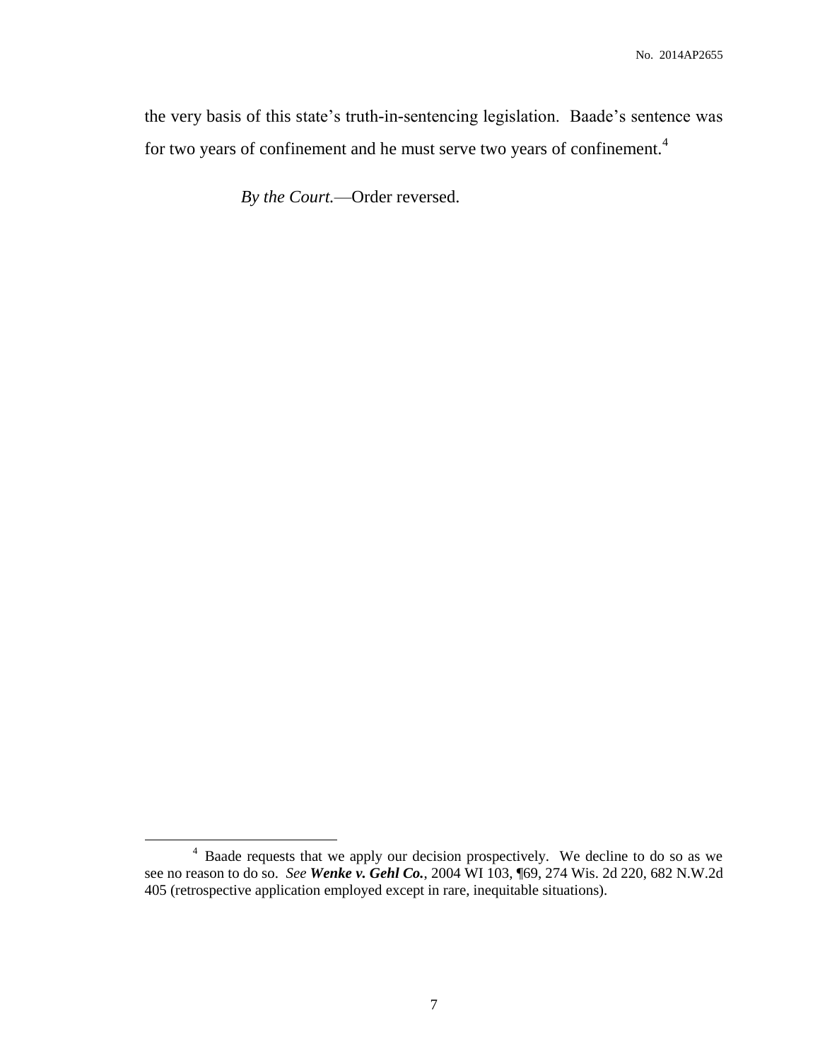the very basis of this state's truth-in-sentencing legislation. Baade's sentence was for two years of confinement and he must serve two years of confinement.[4]

*By the Court.*—Order reversed.

[4] Baade requests that we apply our decision prospectively. We decline to do so as we see no reason to do so. *See* ***Wenke v. Gehl Co.***, 2004 WI 103, ¶69, 274 Wis. 2d 220, 682 N.W.2d 405 (retrospective application employed except in rare, inequitable situations).